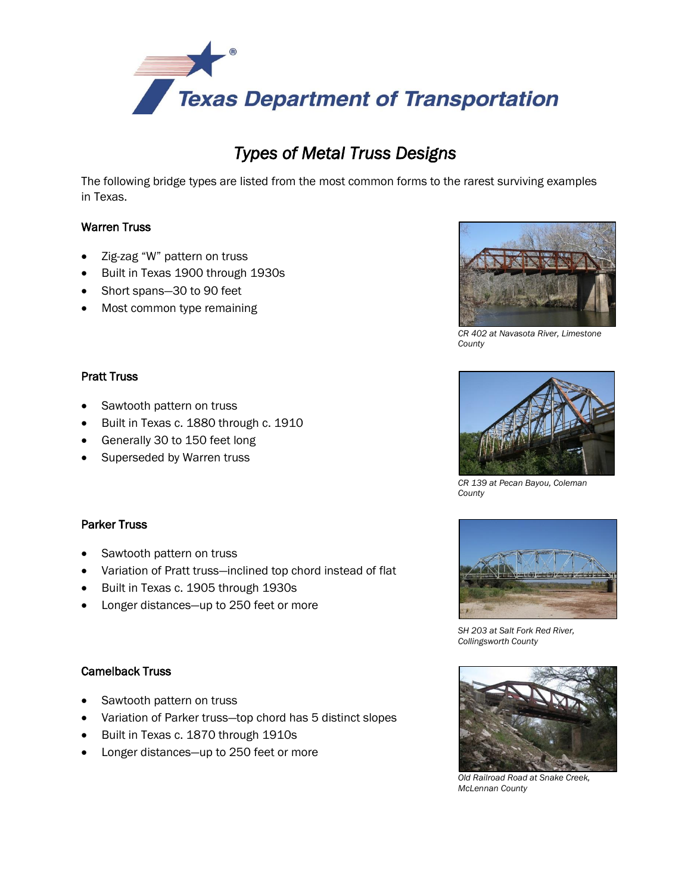Texas Department of Transportation

# *Types of Metal Truss Designs*

The following bridge types are listed from the most common forms to the rarest surviving examples in Texas.

### Warren Truss

- Zig-zag "W" pattern on truss
- Built in Texas 1900 through 1930s
- Short spans—30 to 90 feet
- Most common type remaining

*CR 402 at Navasota River, Limestone County*

### Pratt Truss

- Sawtooth pattern on truss
- Built in Texas c. 1880 through c. 1910
- Generally 30 to 150 feet long
- Superseded by Warren truss

*CR 139 at Pecan Bayou, Coleman County*

### Parker Truss

- Sawtooth pattern on truss
- Variation of Pratt truss—inclined top chord instead of flat
- Built in Texas c. 1905 through 1930s
- Longer distances—up to 250 feet or more

*SH 203 at Salt Fork Red River, Collingsworth County*

### Camelback Truss

- Sawtooth pattern on truss
- Variation of Parker truss—top chord has 5 distinct slopes
- Built in Texas c. 1870 through 1910s
- Longer distances—up to 250 feet or more

*Old Railroad Road at Snake Creek, McLennan County*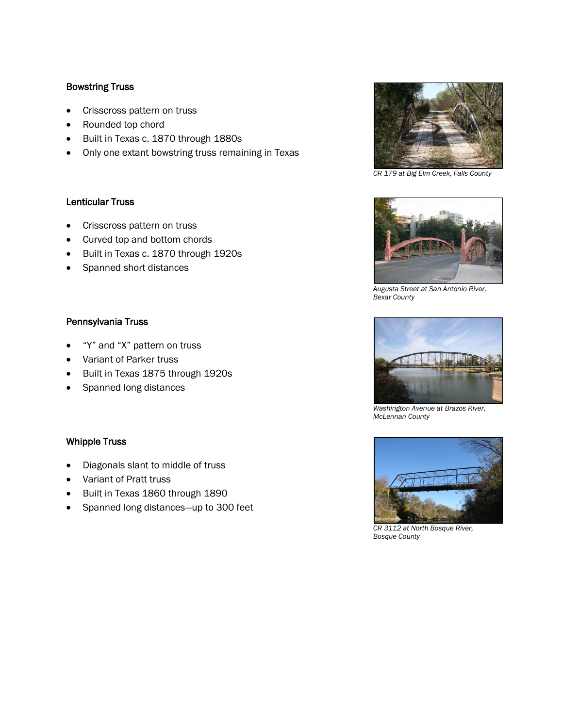### Bowstring Truss

- Crisscross pattern on truss
- Rounded top chord
- Built in Texas c. 1870 through 1880s
- Only one extant bowstring truss remaining in Texas

*CR 179 at Big Elm Creek, Falls County*

### Lenticular Truss

- Crisscross pattern on truss
- Curved top and bottom chords
- Built in Texas c. 1870 through 1920s
- Spanned short distances

*Augusta Street at San Antonio River, Bexar County*

### Pennsylvania Truss

- "Y" and "X" pattern on truss
- Variant of Parker truss
- Built in Texas 1875 through 1920s
- Spanned long distances

*Washington Avenue at Brazos River, McLennan County*

### Whipple Truss

- Diagonals slant to middle of truss
- Variant of Pratt truss
- Built in Texas 1860 through 1890
- Spanned long distances—up to 300 feet

*CR 3112 at North Bosque River, Bosque County*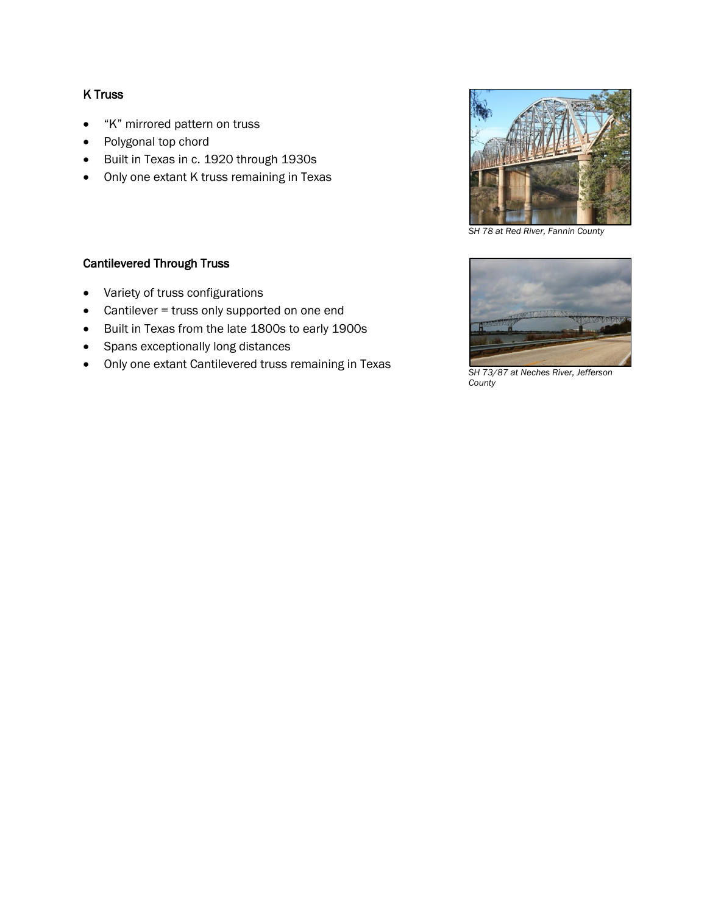### K Truss

- “K” mirrored pattern on truss
- Polygonal top chord
- Built in Texas in c. 1920 through 1930s
- Only one extant K truss remaining in Texas

*SH 78 at Red River, Fannin County*

### Cantilevered Through Truss

- Variety of truss configurations
- Cantilever = truss only supported on one end
- Built in Texas from the late 1800s to early 1900s
- Spans exceptionally long distances
- Only one extant Cantilevered truss remaining in Texas

*SH 73/87 at Neches River, Jefferson County*